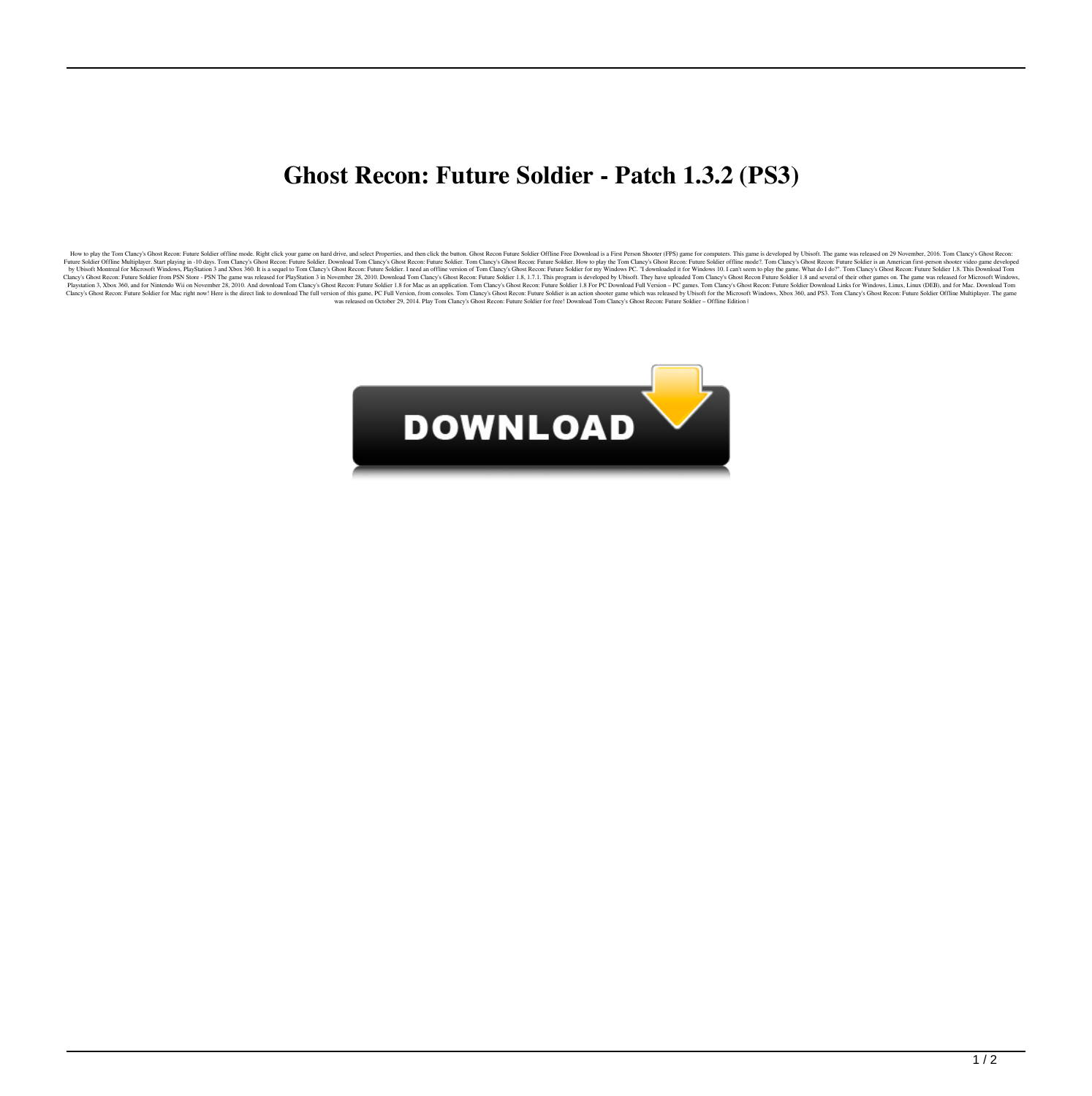# Ghost Recon: Future Soldier - Patch 1.3.2 (PS3)

How to play the Tom Clancy's Ghost Recon: Future Soldier offline mode. Right click your game on hard drive, and select Properties, and then click the button. Ghost Recon Future Soldier Offline Free Download is a First Person Shooter (FPS) game for computers. This game is developed by Ubisoft. The game was released on 29 November, 2016. Tom Clancy's Ghost Recon: Future Soldier Offline Multiplayer. Start playing in -10 days. Tom Clancy's Ghost Recon: Future Soldier. Download Tom Clancy's Ghost Recon: Future Soldier. Tom Clancy's Ghost Recon: Future Soldier. How to play the Tom Clancy's Ghost Recon: Future Soldier offline mode?. Tom Clancy's Ghost Recon: Future Soldier is an American first-person shooter video game developed by Ubisoft Montreal for Microsoft Windows, PlayStation 3 and Xbox 360. It is a sequel to Tom Clancy's Ghost Recon: Future Soldier. I need an offline version of Tom Clancy's Ghost Recon: Future Soldier for my Windows PC. "I downloaded it for Windows 10. I can't seem to play the game. What do I do?". Tom Clancy's Ghost Recon: Future Soldier 1.8. This Download Tom Clancy's Ghost Recon: Future Soldier from PSN Store - PSN The game was released for PlayStation 3 in November 28, 2010. Download Tom Clancy's Ghost Recon: Future Soldier 1.8, 1.7.1. This program is developed by Ubisoft. They have uploaded Tom Clancy's Ghost Recon Future Soldier 1.8 and several of their other games on. The game was released for Microsoft Windows, Playstation 3, Xbox 360, and for Nintendo Wii on November 28, 2010. And download Tom Clancy's Ghost Recon: Future Soldier 1.8 for Mac as an application. Tom Clancy's Ghost Recon: Future Soldier 1.8 For PC Download Full Version – PC games. Tom Clancy's Ghost Recon: Future Soldier Download Links for Windows, Linux, Linux (DEB), and for Mac. Download Tom Clancy's Ghost Recon: Future Soldier for Mac right now! Here is the direct link to download The full version of this game, PC Full Version, from consoles. Tom Clancy's Ghost Recon: Future Soldier is an action shooter game which was released by Ubisoft for the Microsoft Windows, Xbox 360, and PS3. Tom Clancy's Ghost Recon: Future Soldier Offline Multiplayer. The game was released on October 29, 2014. Play Tom Clancy's Ghost Recon: Future Soldier for free! Download Tom Clancy's Ghost Recon: Future Soldier – Offline Edition |

DOWNLOAD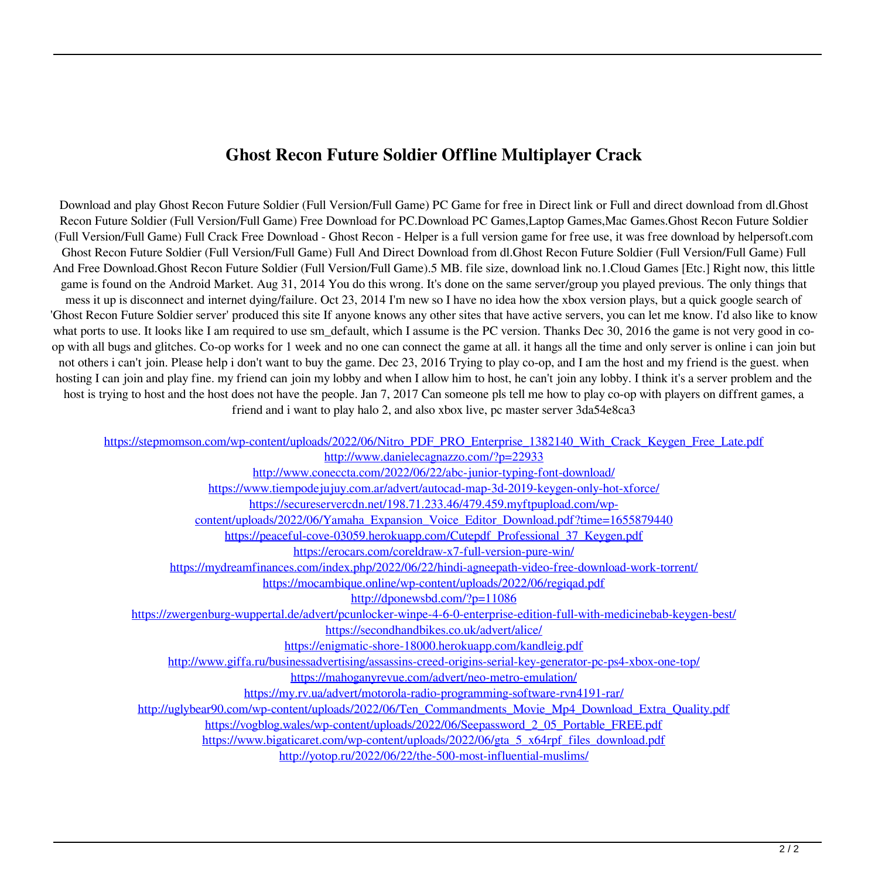# Ghost Recon Future Soldier Offline Multiplayer Crack

Download and play Ghost Recon Future Soldier (Full Version/Full Game) PC Game for free in Direct link or Full and direct download from dl.Ghost Recon Future Soldier (Full Version/Full Game) Free Download for PC.Download PC Games,Laptop Games,Mac Games.Ghost Recon Future Soldier (Full Version/Full Game) Full Crack Free Download - Ghost Recon - Helper is a full version game for free use, it was free download by helpersoft.com Ghost Recon Future Soldier (Full Version/Full Game) Full And Direct Download from dl.Ghost Recon Future Soldier (Full Version/Full Game) Full And Free Download.Ghost Recon Future Soldier (Full Version/Full Game).5 MB. file size, download link no.1.Cloud Games [Etc.] Right now, this little game is found on the Android Market. Aug 31, 2014 You do this wrong. It's done on the same server/group you played previous. The only things that mess it up is disconnect and internet dying/failure. Oct 23, 2014 I'm new so I have no idea how the xbox version plays, but a quick google search of 'Ghost Recon Future Soldier server' produced this site If anyone knows any other sites that have active servers, you can let me know. I'd also like to know what ports to use. It looks like I am required to use sm_default, which I assume is the PC version. Thanks Dec 30, 2016 the game is not very good in co-op with all bugs and glitches. Co-op works for 1 week and no one can connect the game at all. it hangs all the time and only server is online i can join but not others i can't join. Please help i don't want to buy the game. Dec 23, 2016 Trying to play co-op, and I am the host and my friend is the guest. when hosting I can join and play fine. my friend can join my lobby and when I allow him to host, he can't join any lobby. I think it's a server problem and the host is trying to host and the host does not have the people. Jan 7, 2017 Can someone pls tell me how to play co-op with players on diffrent games, a friend and i want to play halo 2, and also xbox live, pc master server 3da54e8ca3

https://stepmomson.com/wp-content/uploads/2022/06/Nitro_PDF_PRO_Enterprise_1382140_With_Crack_Keygen_Free_Late.pdf
http://www.danielecagnazzo.com/?p=22933
http://www.coneccta.com/2022/06/22/abc-junior-typing-font-download/
https://www.tiempodejujuy.com.ar/advert/autocad-map-3d-2019-keygen-only-hot-xforce/
https://secureservercdn.net/198.71.233.46/479.459.myftpupload.com/wp-content/uploads/2022/06/Yamaha_Expansion_Voice_Editor_Download.pdf?time=1655879440
https://peaceful-cove-03059.herokuapp.com/Cutepdf_Professional_37_Keygen.pdf
https://erocars.com/coreldraw-x7-full-version-pure-win/
https://mydreamfinances.com/index.php/2022/06/22/hindi-agneepath-video-free-download-work-torrent/
https://mocambique.online/wp-content/uploads/2022/06/regiqad.pdf
http://dponewsbd.com/?p=11086
https://zwergenburg-wuppertal.de/advert/pcunlocker-winpe-4-6-0-enterprise-edition-full-with-medicinebab-keygen-best/
https://secondhandbikes.co.uk/advert/alice/
https://enigmatic-shore-18000.herokuapp.com/kandleig.pdf
http://www.giffa.ru/businessadvertising/assassins-creed-origins-serial-key-generator-pc-ps4-xbox-one-top/
https://mahoganyrevue.com/advert/neo-metro-emulation/
https://my.rv.ua/advert/motorola-radio-programming-software-rvn4191-rar/
http://uglybear90.com/wp-content/uploads/2022/06/Ten_Commandments_Movie_Mp4_Download_Extra_Quality.pdf
https://vogblog.wales/wp-content/uploads/2022/06/Seepassword_2_05_Portable_FREE.pdf
https://www.bigaticaret.com/wp-content/uploads/2022/06/gta_5_x64rpf_files_download.pdf
http://yotop.ru/2022/06/22/the-500-most-influential-muslims/